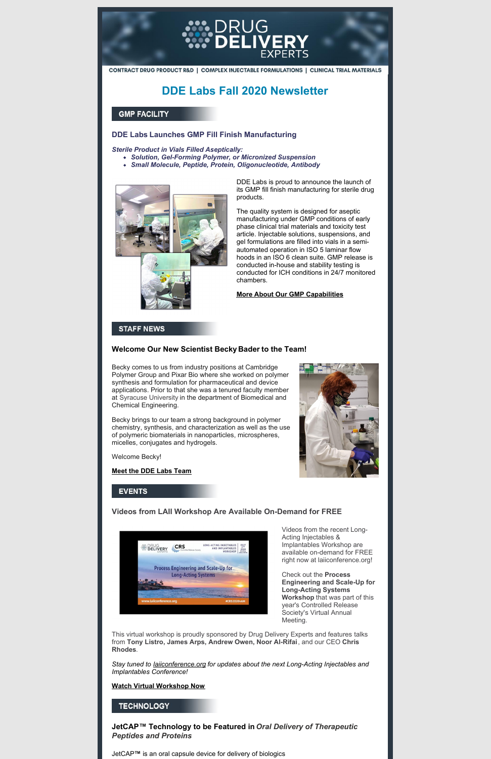DRUG DELIVERY EXPERTS

CONTRACT DRUG PRODUCT R&D | COMPLEX INJECTABLE FORMULATIONS | CLINICAL TRIAL MATERIALS

# DDE Labs Fall 2020 Newsletter

## GMP FACILITY

### DDE Labs Launches GMP Fill Finish Manufacturing

***Sterile Product in Vials Filled Aseptically:***

- ***Solution, Gel-Forming Polymer, or Micronized Suspension***
- ***Small Molecule, Peptide, Protein, Oligonucleotide, Antibody***

DDE Labs is proud to announce the launch of its GMP fill finish manufacturing for sterile drug products.

The quality system is designed for aseptic manufacturing under GMP conditions of early phase clinical trial materials and toxicity test article. Injectable solutions, suspensions, and gel formulations are filled into vials in a semi-automated operation in ISO 5 laminar flow hoods in an ISO 6 clean suite. GMP release is conducted in-house and stability testing is conducted for ICH conditions in 24/7 monitored chambers.

**More About Our GMP Capabilities**

## STAFF NEWS

### Welcome Our New Scientist Becky Bader to the Team!

Becky comes to us from industry positions at Cambridge Polymer Group and Pixar Bio where she worked on polymer synthesis and formulation for pharmaceutical and device applications. Prior to that she was a tenured faculty member at Syracuse University in the department of Biomedical and Chemical Engineering.

Becky brings to our team a strong background in polymer chemistry, synthesis, and characterization as well as the use of polymeric biomaterials in nanoparticles, microspheres, micelles, conjugates and hydrogels.

Welcome Becky!

**Meet the DDE Labs Team**

## EVENTS

### Videos from LAII Workshop Are Available On-Demand for FREE

Videos from the recent Long-Acting Injectables & Implantables Workshop are available on-demand for FREE right now at laiiconference.org!

Check out the **Process Engineering and Scale-Up for Long-Acting Systems Workshop** that was part of this year's Controlled Release Society's Virtual Annual Meeting.

This virtual workshop is proudly sponsored by Drug Delivery Experts and features talks from **Tony Listro, James Arps, Andrew Owen, Noor Al-Rifai**, and our CEO **Chris Rhodes**.

*Stay tuned to laiiconference.org for updates about the next Long-Acting Injectables and Implantables Conference!*

**Watch Virtual Workshop Now**

## TECHNOLOGY

### JetCAP™ Technology to be Featured in *Oral Delivery of Therapeutic Peptides and Proteins*

JetCAP™ is an oral capsule device for delivery of biologics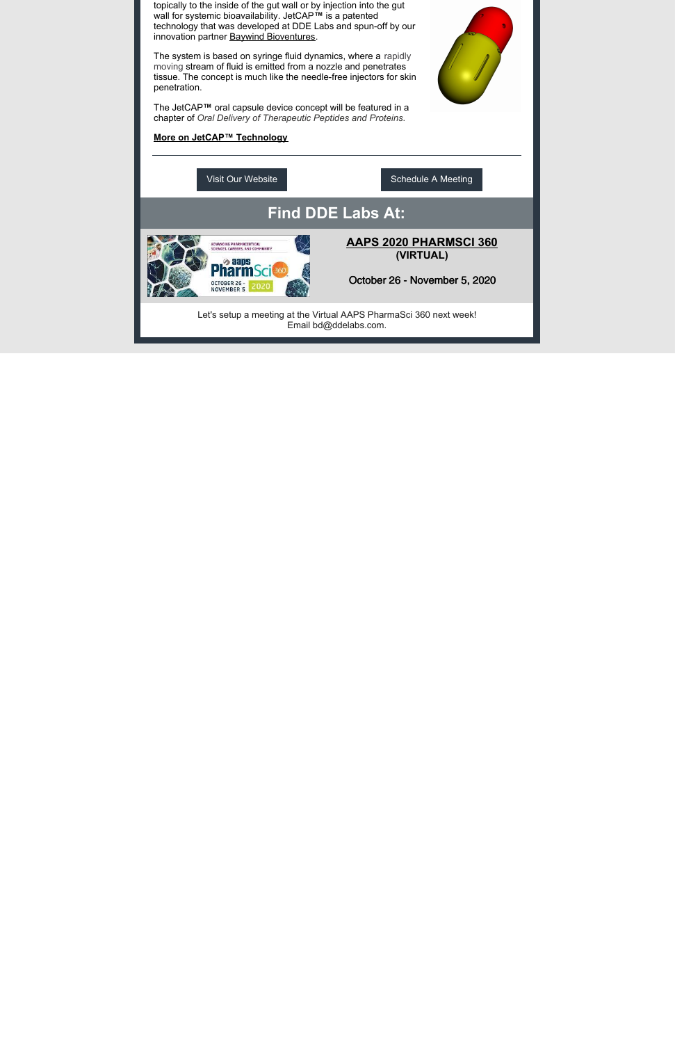topically to the inside of the gut wall or by injection into the gut wall for systemic bioavailability. JetCAP™ is a patented technology that was developed at DDE Labs and spun-off by our innovation partner Baywind Bioventures.

The system is based on syringe fluid dynamics, where a rapidly moving stream of fluid is emitted from a nozzle and penetrates tissue. The concept is much like the needle-free injectors for skin penetration.

The JetCAP™ oral capsule device concept will be featured in a chapter of *Oral Delivery of Therapeutic Peptides and Proteins.*

**More on JetCAP™ Technology**

---

Visit Our Website

Schedule A Meeting

## Find DDE Labs At:

**AAPS 2020 PHARMSCI 360**
**(VIRTUAL)**

October 26 - November 5, 2020

Let's setup a meeting at the Virtual AAPS PharmaSci 360 next week!
Email bd@ddelabs.com.